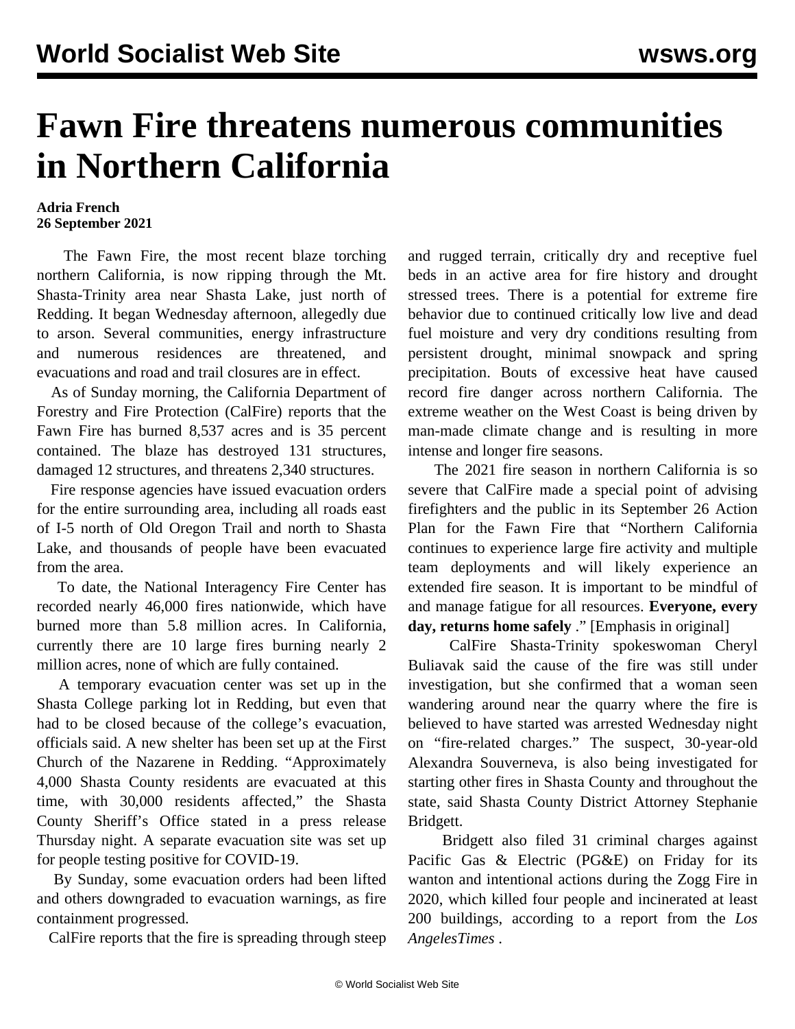# Fawn Fire threatens numerous communities in Northern California

**Adria French**
**26 September 2021**

The Fawn Fire, the most recent blaze torching northern California, is now ripping through the Mt. Shasta-Trinity area near Shasta Lake, just north of Redding. It began Wednesday afternoon, allegedly due to arson. Several communities, energy infrastructure and numerous residences are threatened, and evacuations and road and trail closures are in effect.

As of Sunday morning, the California Department of Forestry and Fire Protection (CalFire) reports that the Fawn Fire has burned 8,537 acres and is 35 percent contained. The blaze has destroyed 131 structures, damaged 12 structures, and threatens 2,340 structures.

Fire response agencies have issued evacuation orders for the entire surrounding area, including all roads east of I-5 north of Old Oregon Trail and north to Shasta Lake, and thousands of people have been evacuated from the area.

To date, the National Interagency Fire Center has recorded nearly 46,000 fires nationwide, which have burned more than 5.8 million acres. In California, currently there are 10 large fires burning nearly 2 million acres, none of which are fully contained.

A temporary evacuation center was set up in the Shasta College parking lot in Redding, but even that had to be closed because of the college's evacuation, officials said. A new shelter has been set up at the First Church of the Nazarene in Redding. "Approximately 4,000 Shasta County residents are evacuated at this time, with 30,000 residents affected," the Shasta County Sheriff's Office stated in a press release Thursday night. A separate evacuation site was set up for people testing positive for COVID-19.

By Sunday, some evacuation orders had been lifted and others downgraded to evacuation warnings, as fire containment progressed.

CalFire reports that the fire is spreading through steep and rugged terrain, critically dry and receptive fuel beds in an active area for fire history and drought stressed trees. There is a potential for extreme fire behavior due to continued critically low live and dead fuel moisture and very dry conditions resulting from persistent drought, minimal snowpack and spring precipitation. Bouts of excessive heat have caused record fire danger across northern California. The extreme weather on the West Coast is being driven by man-made climate change and is resulting in more intense and longer fire seasons.

The 2021 fire season in northern California is so severe that CalFire made a special point of advising firefighters and the public in its September 26 Action Plan for the Fawn Fire that "Northern California continues to experience large fire activity and multiple team deployments and will likely experience an extended fire season. It is important to be mindful of and manage fatigue for all resources. **Everyone, every day, returns home safely** ." [Emphasis in original]

CalFire Shasta-Trinity spokeswoman Cheryl Buliavak said the cause of the fire was still under investigation, but she confirmed that a woman seen wandering around near the quarry where the fire is believed to have started was arrested Wednesday night on "fire-related charges." The suspect, 30-year-old Alexandra Souverneva, is also being investigated for starting other fires in Shasta County and throughout the state, said Shasta County District Attorney Stephanie Bridgett.

Bridgett also filed 31 criminal charges against Pacific Gas & Electric (PG&E) on Friday for its wanton and intentional actions during the Zogg Fire in 2020, which killed four people and incinerated at least 200 buildings, according to a report from the *Los AngelesTimes* .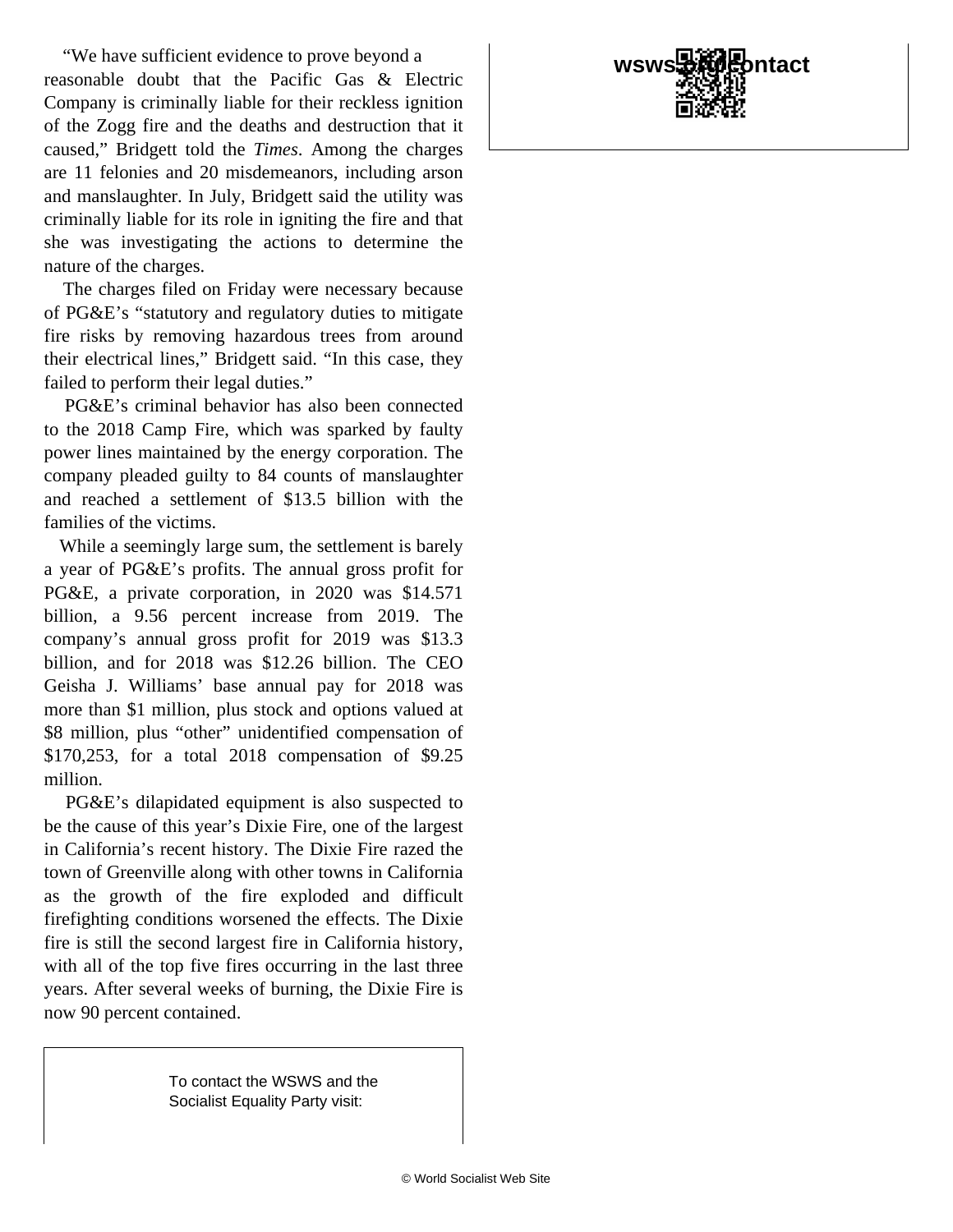"We have sufficient evidence to prove beyond a reasonable doubt that the Pacific Gas & Electric Company is criminally liable for their reckless ignition of the Zogg fire and the deaths and destruction that it caused," Bridgett told the *Times*. Among the charges are 11 felonies and 20 misdemeanors, including arson and manslaughter. In July, Bridgett said the utility was criminally liable for its role in igniting the fire and that she was investigating the actions to determine the nature of the charges.

The charges filed on Friday were necessary because of PG&E's "statutory and regulatory duties to mitigate fire risks by removing hazardous trees from around their electrical lines," Bridgett said. "In this case, they failed to perform their legal duties."

PG&E's criminal behavior has also been connected to the 2018 Camp Fire, which was sparked by faulty power lines maintained by the energy corporation. The company pleaded guilty to 84 counts of manslaughter and reached a settlement of $13.5 billion with the families of the victims.

While a seemingly large sum, the settlement is barely a year of PG&E's profits. The annual gross profit for PG&E, a private corporation, in 2020 was $14.571 billion, a 9.56 percent increase from 2019. The company's annual gross profit for 2019 was $13.3 billion, and for 2018 was $12.26 billion. The CEO Geisha J. Williams' base annual pay for 2018 was more than $1 million, plus stock and options valued at $8 million, plus "other" unidentified compensation of $170,253, for a total 2018 compensation of $9.25 million.

PG&E's dilapidated equipment is also suspected to be the cause of this year's Dixie Fire, one of the largest in California's recent history. The Dixie Fire razed the town of Greenville along with other towns in California as the growth of the fire exploded and difficult firefighting conditions worsened the effects. The Dixie fire is still the second largest fire in California history, with all of the top five fires occurring in the last three years. After several weeks of burning, the Dixie Fire is now 90 percent contained.

To contact the WSWS and the Socialist Equality Party visit:

**wsws.org/contact**